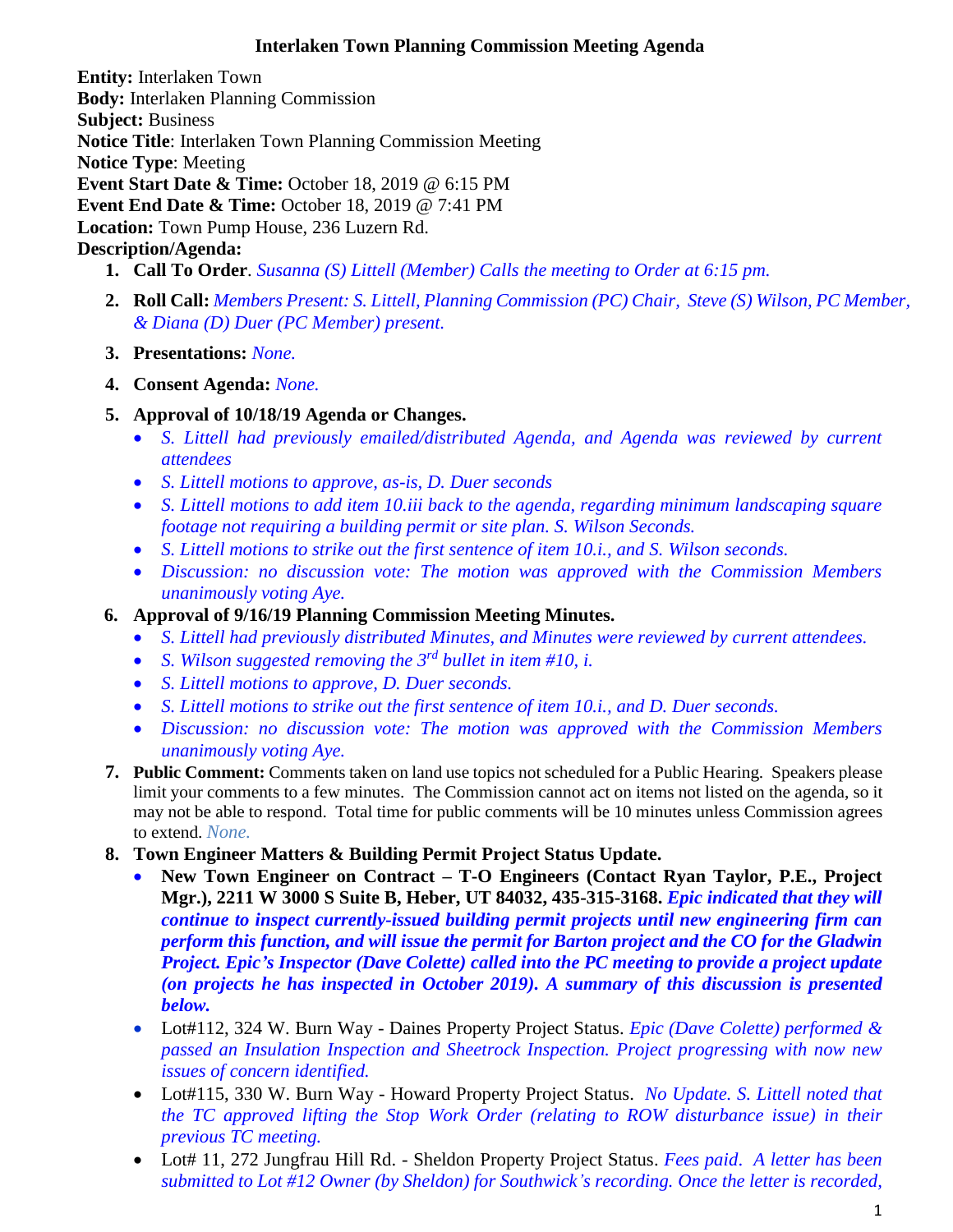# Interlaken Town Planning Commission Meeting Agenda

**Entity:** Interlaken Town
**Body:** Interlaken Planning Commission
**Subject:** Business
**Notice Title**: Interlaken Town Planning Commission Meeting
**Notice Type**: Meeting
**Event Start Date & Time:** October 18, 2019 @ 6:15 PM
**Event End Date & Time:** October 18, 2019 @ 7:41 PM
**Location:** Town Pump House, 236 Luzern Rd.
**Description/Agenda:**

1. **Call To Order**. *Susanna (S) Littell (Member) Calls the meeting to Order at 6:15 pm.*
2. **Roll Call:** *Members Present: S. Littell, Planning Commission (PC) Chair, Steve (S) Wilson, PC Member, & Diana (D) Duer (PC Member) present.*
3. **Presentations:** *None.*
4. **Consent Agenda:** *None.*
5. **Approval of 10/18/19 Agenda or Changes.**
   - *S. Littell had previously emailed/distributed Agenda, and Agenda was reviewed by current attendees*
   - *S. Littell motions to approve, as-is, D. Duer seconds*
   - *S. Littell motions to add item 10.iii back to the agenda, regarding minimum landscaping square footage not requiring a building permit or site plan. S. Wilson Seconds.*
   - *S. Littell motions to strike out the first sentence of item 10.i., and S. Wilson seconds.*
   - *Discussion: no discussion vote: The motion was approved with the Commission Members unanimously voting Aye.*
6. **Approval of 9/16/19 Planning Commission Meeting Minutes.**
   - *S. Littell had previously distributed Minutes, and Minutes were reviewed by current attendees.*
   - *S. Wilson suggested removing the 3rd bullet in item #10, i.*
   - *S. Littell motions to approve, D. Duer seconds.*
   - *S. Littell motions to strike out the first sentence of item 10.i., and D. Duer seconds.*
   - *Discussion: no discussion vote: The motion was approved with the Commission Members unanimously voting Aye.*
7. **Public Comment:** Comments taken on land use topics not scheduled for a Public Hearing. Speakers please limit your comments to a few minutes. The Commission cannot act on items not listed on the agenda, so it may not be able to respond. Total time for public comments will be 10 minutes unless Commission agrees to extend. *None.*
8. **Town Engineer Matters & Building Permit Project Status Update.**
   - **New Town Engineer on Contract – T-O Engineers (Contact Ryan Taylor, P.E., Project Mgr.), 2211 W 3000 S Suite B, Heber, UT 84032, 435-315-3168.** ***Epic indicated that they will continue to inspect currently-issued building permit projects until new engineering firm can perform this function, and will issue the permit for Barton project and the CO for the Gladwin Project. Epic's Inspector (Dave Colette) called into the PC meeting to provide a project update (on projects he has inspected in October 2019). A summary of this discussion is presented below.***
   - Lot#112, 324 W. Burn Way - Daines Property Project Status. *Epic (Dave Colette) performed & passed an Insulation Inspection and Sheetrock Inspection. Project progressing with now new issues of concern identified.*
   - Lot#115, 330 W. Burn Way - Howard Property Project Status. *No Update. S. Littell noted that the TC approved lifting the Stop Work Order (relating to ROW disturbance issue) in their previous TC meeting.*
   - Lot# 11, 272 Jungfrau Hill Rd. - Sheldon Property Project Status. *Fees paid. A letter has been submitted to Lot #12 Owner (by Sheldon) for Southwick's recording. Once the letter is recorded,*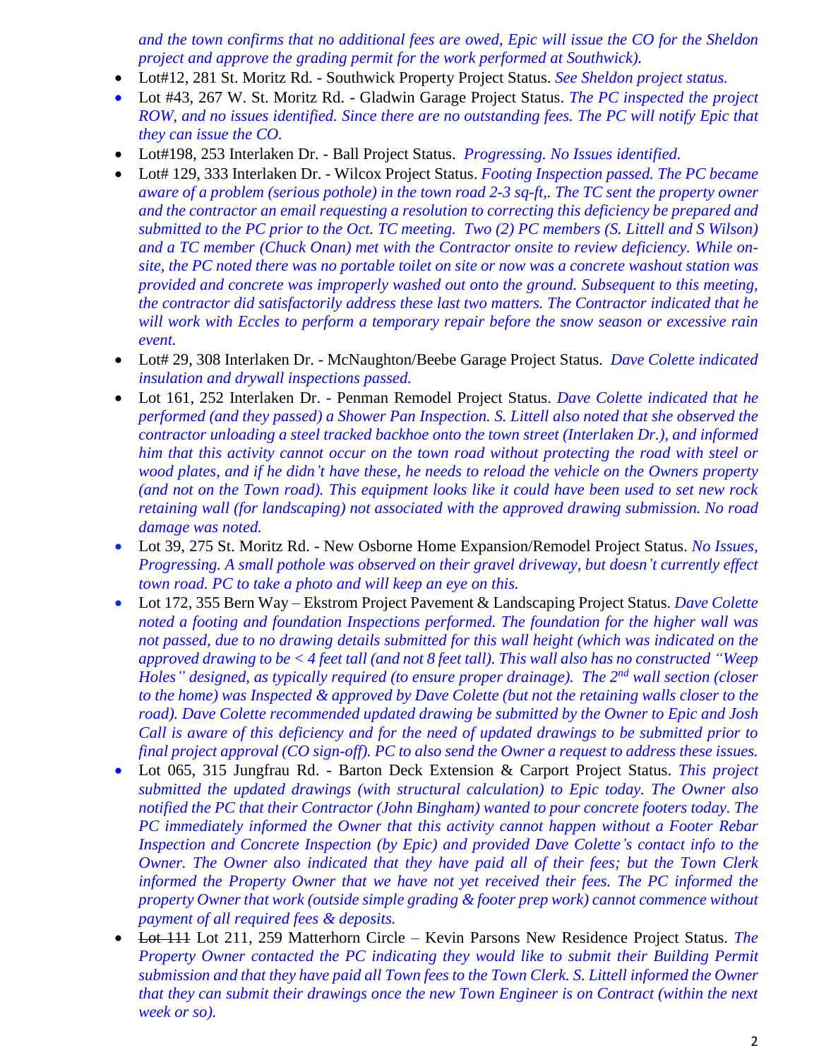*and the town confirms that no additional fees are owed, Epic will issue the CO for the Sheldon project and approve the grading permit for the work performed at Southwick).*

- Lot#12, 281 St. Moritz Rd. - Southwick Property Project Status. *See Sheldon project status.*
- Lot #43, 267 W. St. Moritz Rd. - Gladwin Garage Project Status. *The PC inspected the project ROW, and no issues identified. Since there are no outstanding fees. The PC will notify Epic that they can issue the CO.*
- Lot#198, 253 Interlaken Dr. - Ball Project Status. *Progressing. No Issues identified.*
- Lot# 129, 333 Interlaken Dr. - Wilcox Project Status. *Footing Inspection passed. The PC became aware of a problem (serious pothole) in the town road 2-3 sq-ft,. The TC sent the property owner and the contractor an email requesting a resolution to correcting this deficiency be prepared and submitted to the PC prior to the Oct. TC meeting. Two (2) PC members (S. Littell and S Wilson) and a TC member (Chuck Onan) met with the Contractor onsite to review deficiency. While on-site, the PC noted there was no portable toilet on site or now was a concrete washout station was provided and concrete was improperly washed out onto the ground. Subsequent to this meeting, the contractor did satisfactorily address these last two matters. The Contractor indicated that he will work with Eccles to perform a temporary repair before the snow season or excessive rain event.*
- Lot# 29, 308 Interlaken Dr. - McNaughton/Beebe Garage Project Status. *Dave Colette indicated insulation and drywall inspections passed.*
- Lot 161, 252 Interlaken Dr. - Penman Remodel Project Status. *Dave Colette indicated that he performed (and they passed) a Shower Pan Inspection. S. Littell also noted that she observed the contractor unloading a steel tracked backhoe onto the town street (Interlaken Dr.), and informed him that this activity cannot occur on the town road without protecting the road with steel or wood plates, and if he didn't have these, he needs to reload the vehicle on the Owners property (and not on the Town road). This equipment looks like it could have been used to set new rock retaining wall (for landscaping) not associated with the approved drawing submission. No road damage was noted.*
- Lot 39, 275 St. Moritz Rd. - New Osborne Home Expansion/Remodel Project Status. *No Issues, Progressing. A small pothole was observed on their gravel driveway, but doesn't currently effect town road. PC to take a photo and will keep an eye on this.*
- Lot 172, 355 Bern Way – Ekstrom Project Pavement & Landscaping Project Status. *Dave Colette noted a footing and foundation Inspections performed. The foundation for the higher wall was not passed, due to no drawing details submitted for this wall height (which was indicated on the approved drawing to be < 4 feet tall (and not 8 feet tall). This wall also has no constructed "Weep Holes" designed, as typically required (to ensure proper drainage). The 2nd wall section (closer to the home) was Inspected & approved by Dave Colette (but not the retaining walls closer to the road). Dave Colette recommended updated drawing be submitted by the Owner to Epic and Josh Call is aware of this deficiency and for the need of updated drawings to be submitted prior to final project approval (CO sign-off). PC to also send the Owner a request to address these issues.*
- Lot 065, 315 Jungfrau Rd. - Barton Deck Extension & Carport Project Status. *This project submitted the updated drawings (with structural calculation) to Epic today. The Owner also notified the PC that their Contractor (John Bingham) wanted to pour concrete footers today. The PC immediately informed the Owner that this activity cannot happen without a Footer Rebar Inspection and Concrete Inspection (by Epic) and provided Dave Colette's contact info to the Owner. The Owner also indicated that they have paid all of their fees; but the Town Clerk informed the Property Owner that we have not yet received their fees. The PC informed the property Owner that work (outside simple grading & footer prep work) cannot commence without payment of all required fees & deposits.*
- ~~Lot 111~~ Lot 211, 259 Matterhorn Circle – Kevin Parsons New Residence Project Status. *The Property Owner contacted the PC indicating they would like to submit their Building Permit submission and that they have paid all Town fees to the Town Clerk. S. Littell informed the Owner that they can submit their drawings once the new Town Engineer is on Contract (within the next week or so).*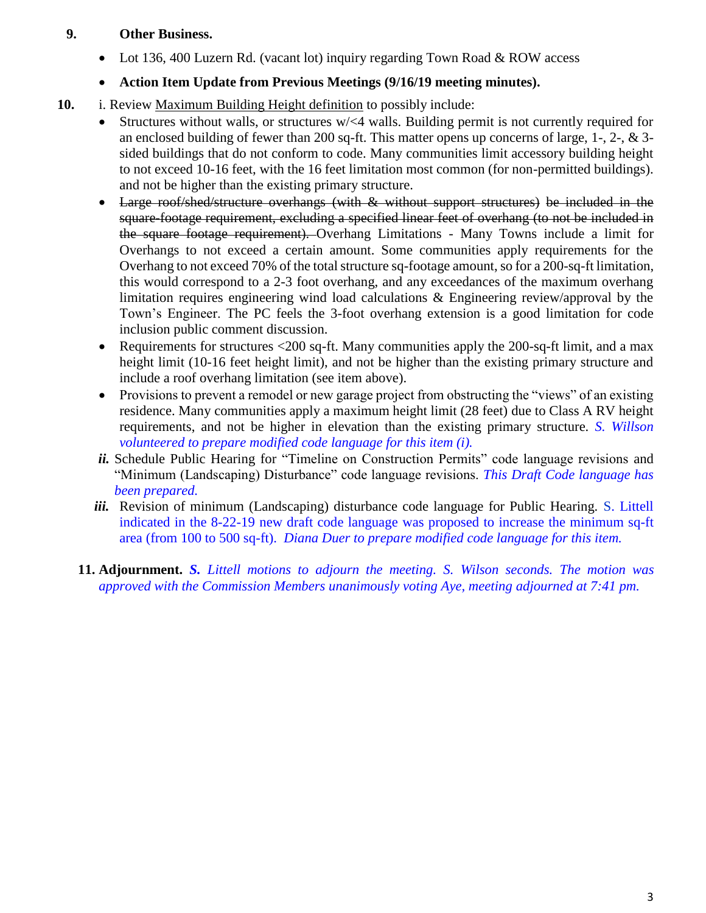**9. Other Business.**

- Lot 136, 400 Luzern Rd. (vacant lot) inquiry regarding Town Road & ROW access
- **Action Item Update from Previous Meetings (9/16/19 meeting minutes).**

**10.** i. Review <u>Maximum Building Height definition</u> to possibly include:

- Structures without walls, or structures w/<4 walls. Building permit is not currently required for an enclosed building of fewer than 200 sq-ft. This matter opens up concerns of large, 1-, 2-, & 3-sided buildings that do not conform to code. Many communities limit accessory building height to not exceed 10-16 feet, with the 16 feet limitation most common (for non-permitted buildings). and not be higher than the existing primary structure.
- ~~Large roof/shed/structure overhangs (with & without support structures) be included in the square-footage requirement, excluding a specified linear feet of overhang (to not be included in the square footage requirement).~~ Overhang Limitations - Many Towns include a limit for Overhangs to not exceed a certain amount. Some communities apply requirements for the Overhang to not exceed 70% of the total structure sq-footage amount, so for a 200-sq-ft limitation, this would correspond to a 2-3 foot overhang, and any exceedances of the maximum overhang limitation requires engineering wind load calculations & Engineering review/approval by the Town's Engineer. The PC feels the 3-foot overhang extension is a good limitation for code inclusion public comment discussion.
- Requirements for structures <200 sq-ft. Many communities apply the 200-sq-ft limit, and a max height limit (10-16 feet height limit), and not be higher than the existing primary structure and include a roof overhang limitation (see item above).
- Provisions to prevent a remodel or new garage project from obstructing the "views" of an existing residence. Many communities apply a maximum height limit (28 feet) due to Class A RV height requirements, and not be higher in elevation than the existing primary structure. *S. Willson volunteered to prepare modified code language for this item (i).*

***ii.*** Schedule Public Hearing for "Timeline on Construction Permits" code language revisions and "Minimum (Landscaping) Disturbance" code language revisions. *This Draft Code language has been prepared.*

***iii.*** Revision of minimum (Landscaping) disturbance code language for Public Hearing. S. Littell indicated in the 8-22-19 new draft code language was proposed to increase the minimum sq-ft area (from 100 to 500 sq-ft). *Diana Duer to prepare modified code language for this item.*

**11. Adjournment.** ***S.*** *Littell motions to adjourn the meeting. S. Wilson seconds. The motion was approved with the Commission Members unanimously voting Aye, meeting adjourned at 7:41 pm.*